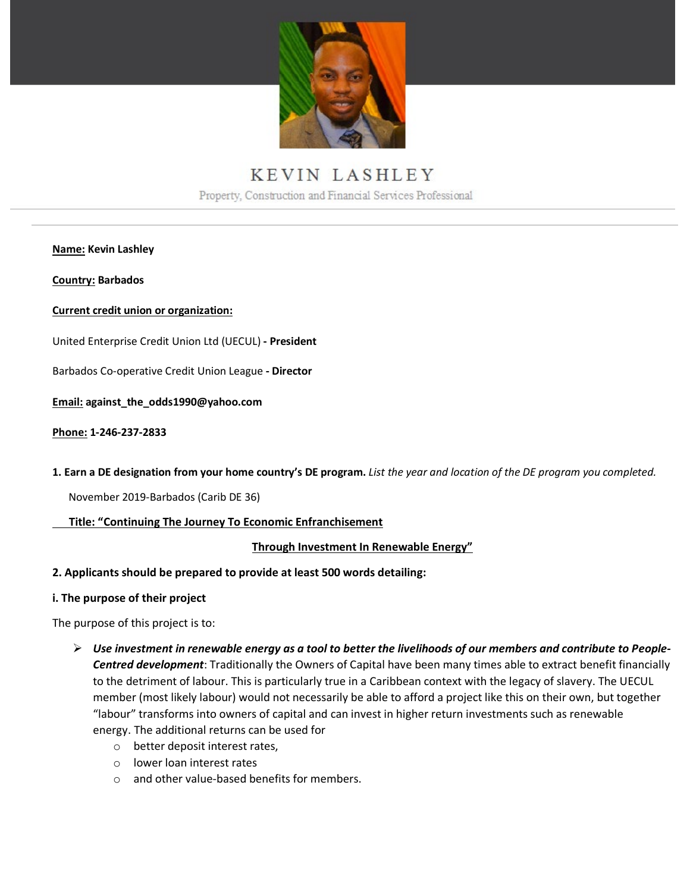# KEVIN LASHLEY

Property, Construction and Financial Services Professional

---

**Name:** **Kevin Lashley**

**Country:** **Barbados**

**Current credit union or organization:**

United Enterprise Credit Union Ltd (UECUL) **- President**

Barbados Co-operative Credit Union League **- Director**

**Email:** **against_the_odds1990@yahoo.com**

**Phone:** **1-246-237-2833**

**1. Earn a DE designation from your home country's DE program.** *List the year and location of the DE program you completed.*

November 2019-Barbados (Carib DE 36)

**Title: "Continuing The Journey To Economic Enfranchisement Through Investment In Renewable Energy"**

**2. Applicants should be prepared to provide at least 500 words detailing:**

**i. The purpose of their project**

The purpose of this project is to:

- ***Use investment in renewable energy as a tool to better the livelihoods of our members and contribute to People-Centred development***: Traditionally the Owners of Capital have been many times able to extract benefit financially to the detriment of labour. This is particularly true in a Caribbean context with the legacy of slavery. The UECUL member (most likely labour) would not necessarily be able to afford a project like this on their own, but together "labour" transforms into owners of capital and can invest in higher return investments such as renewable energy. The additional returns can be used for
  - better deposit interest rates,
  - lower loan interest rates
  - and other value-based benefits for members.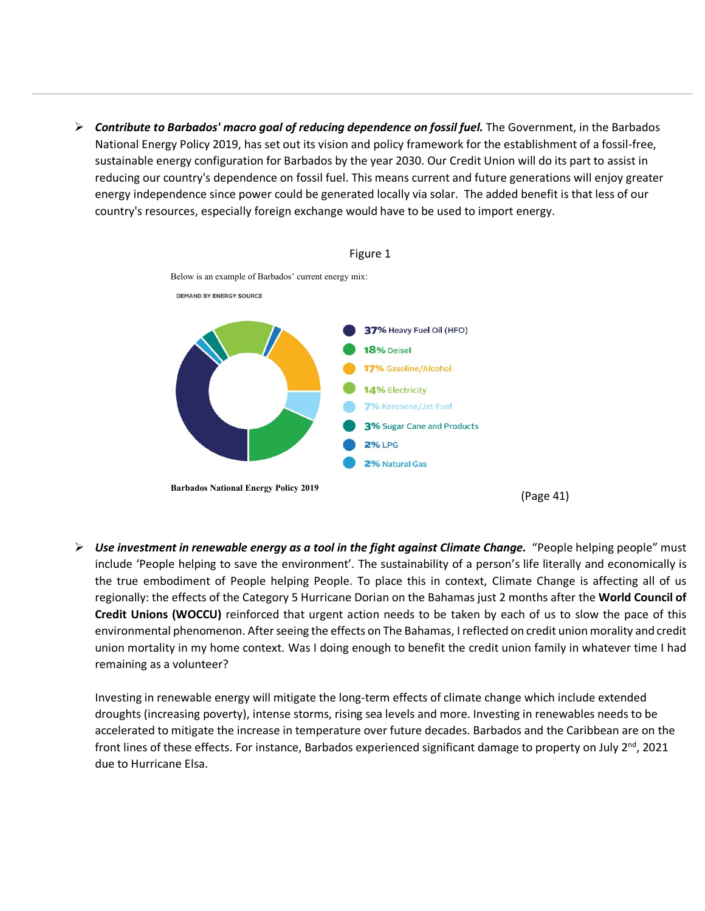- ***Contribute to Barbados' macro goal of reducing dependence on fossil fuel.*** The Government, in the Barbados National Energy Policy 2019, has set out its vision and policy framework for the establishment of a fossil-free, sustainable energy configuration for Barbados by the year 2030. Our Credit Union will do its part to assist in reducing our country's dependence on fossil fuel. This means current and future generations will enjoy greater energy independence since power could be generated locally via solar. The added benefit is that less of our country's resources, especially foreign exchange would have to be used to import energy.

Figure 1

Below is an example of Barbados' current energy mix:

DEMAND BY ENERGY SOURCE

- 37% Heavy Fuel Oil (HFO)
- 18% Deisel
- 17% Gasoline/Alcohol
- 14% Electricity
- 7% Kerosene/Jet Fuel
- 3% Sugar Cane and Products
- 2% LPG
- 2% Natural Gas

**Barbados National Energy Policy 2019** (Page 41)

- ***Use investment in renewable energy as a tool in the fight against Climate Change.*** "People helping people" must include 'People helping to save the environment'. The sustainability of a person's life literally and economically is the true embodiment of People helping People. To place this in context, Climate Change is affecting all of us regionally: the effects of the Category 5 Hurricane Dorian on the Bahamas just 2 months after the **World Council of Credit Unions (WOCCU)** reinforced that urgent action needs to be taken by each of us to slow the pace of this environmental phenomenon. After seeing the effects on The Bahamas, I reflected on credit union morality and credit union mortality in my home context. Was I doing enough to benefit the credit union family in whatever time I had remaining as a volunteer?

  Investing in renewable energy will mitigate the long-term effects of climate change which include extended droughts (increasing poverty), intense storms, rising sea levels and more. Investing in renewables needs to be accelerated to mitigate the increase in temperature over future decades. Barbados and the Caribbean are on the front lines of these effects. For instance, Barbados experienced significant damage to property on July 2nd, 2021 due to Hurricane Elsa.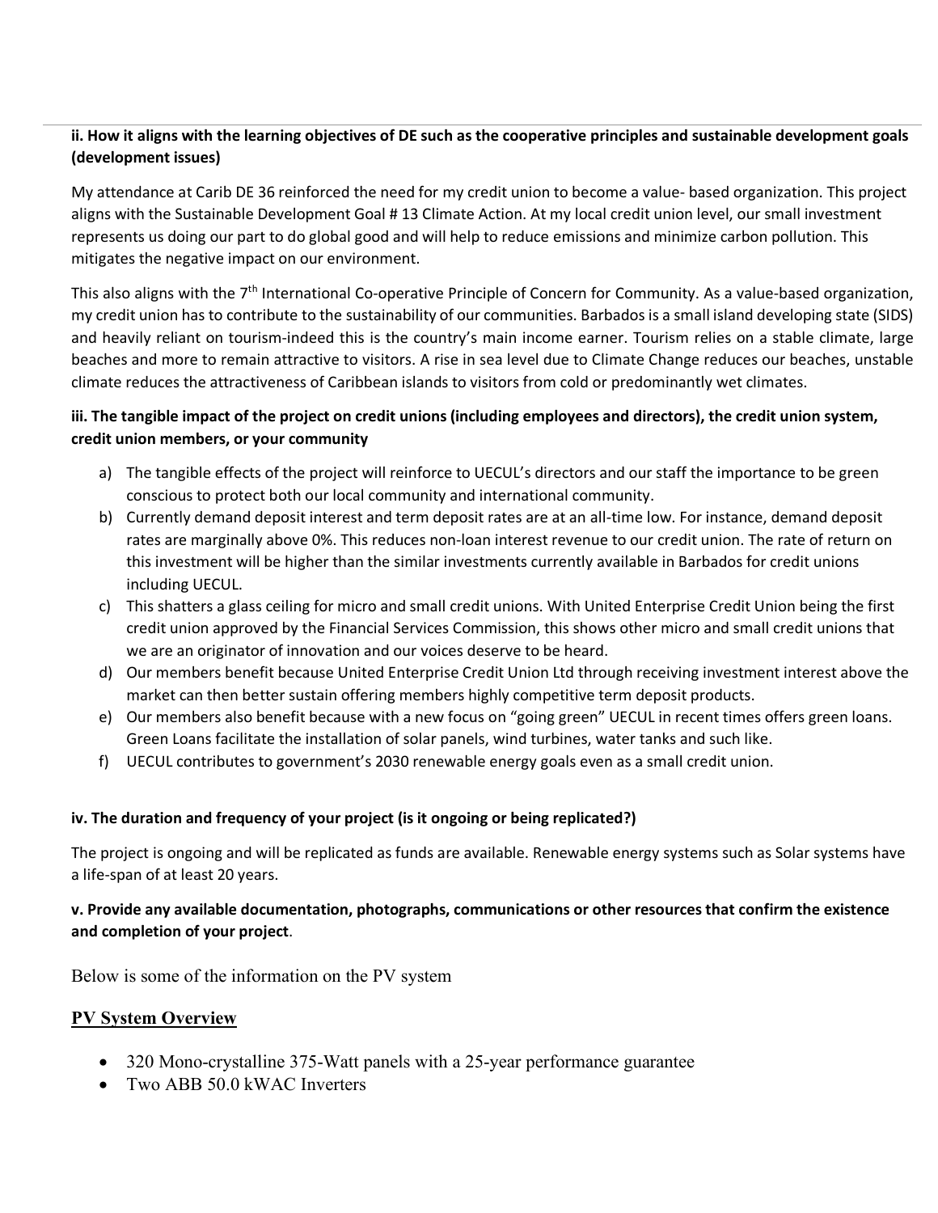**ii. How it aligns with the learning objectives of DE such as the cooperative principles and sustainable development goals (development issues)**

My attendance at Carib DE 36 reinforced the need for my credit union to become a value- based organization. This project aligns with the Sustainable Development Goal # 13 Climate Action. At my local credit union level, our small investment represents us doing our part to do global good and will help to reduce emissions and minimize carbon pollution. This mitigates the negative impact on our environment.

This also aligns with the 7th International Co-operative Principle of Concern for Community. As a value-based organization, my credit union has to contribute to the sustainability of our communities. Barbados is a small island developing state (SIDS) and heavily reliant on tourism-indeed this is the country's main income earner. Tourism relies on a stable climate, large beaches and more to remain attractive to visitors. A rise in sea level due to Climate Change reduces our beaches, unstable climate reduces the attractiveness of Caribbean islands to visitors from cold or predominantly wet climates.

**iii. The tangible impact of the project on credit unions (including employees and directors), the credit union system, credit union members, or your community**

a) The tangible effects of the project will reinforce to UECUL's directors and our staff the importance to be green conscious to protect both our local community and international community.
b) Currently demand deposit interest and term deposit rates are at an all-time low. For instance, demand deposit rates are marginally above 0%. This reduces non-loan interest revenue to our credit union. The rate of return on this investment will be higher than the similar investments currently available in Barbados for credit unions including UECUL.
c) This shatters a glass ceiling for micro and small credit unions. With United Enterprise Credit Union being the first credit union approved by the Financial Services Commission, this shows other micro and small credit unions that we are an originator of innovation and our voices deserve to be heard.
d) Our members benefit because United Enterprise Credit Union Ltd through receiving investment interest above the market can then better sustain offering members highly competitive term deposit products.
e) Our members also benefit because with a new focus on "going green" UECUL in recent times offers green loans. Green Loans facilitate the installation of solar panels, wind turbines, water tanks and such like.
f) UECUL contributes to government's 2030 renewable energy goals even as a small credit union.

**iv. The duration and frequency of your project (is it ongoing or being replicated?)**

The project is ongoing and will be replicated as funds are available. Renewable energy systems such as Solar systems have a life-span of at least 20 years.

**v. Provide any available documentation, photographs, communications or other resources that confirm the existence and completion of your project**.

Below is some of the information on the PV system

## PV System Overview

- 320 Mono-crystalline 375-Watt panels with a 25-year performance guarantee
- Two ABB 50.0 kWAC Inverters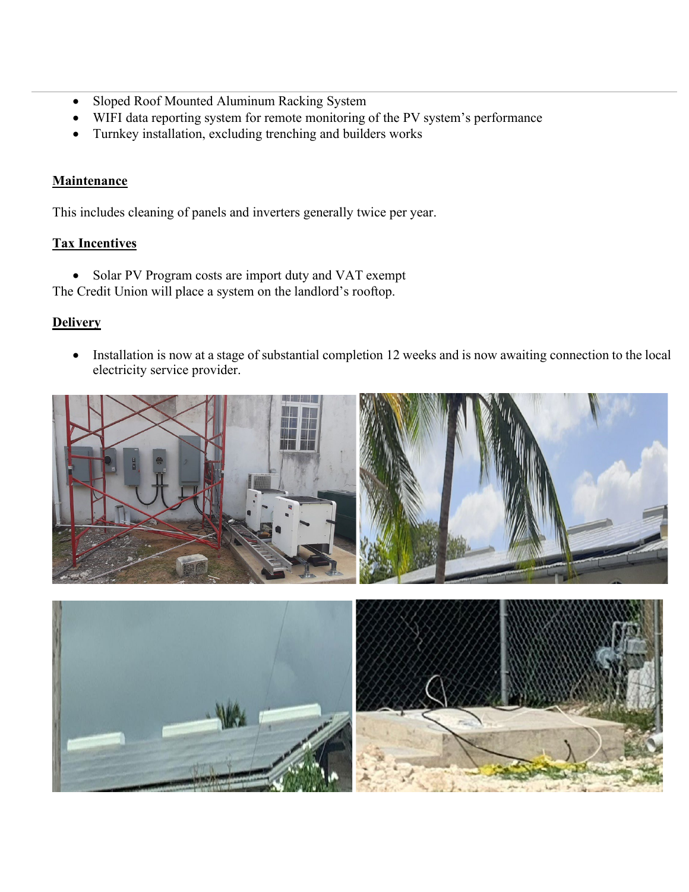- Sloped Roof Mounted Aluminum Racking System
- WIFI data reporting system for remote monitoring of the PV system's performance
- Turnkey installation, excluding trenching and builders works

**Maintenance**

This includes cleaning of panels and inverters generally twice per year.

**Tax Incentives**

- Solar PV Program costs are import duty and VAT exempt

The Credit Union will place a system on the landlord's rooftop.

**Delivery**

- Installation is now at a stage of substantial completion 12 weeks and is now awaiting connection to the local electricity service provider.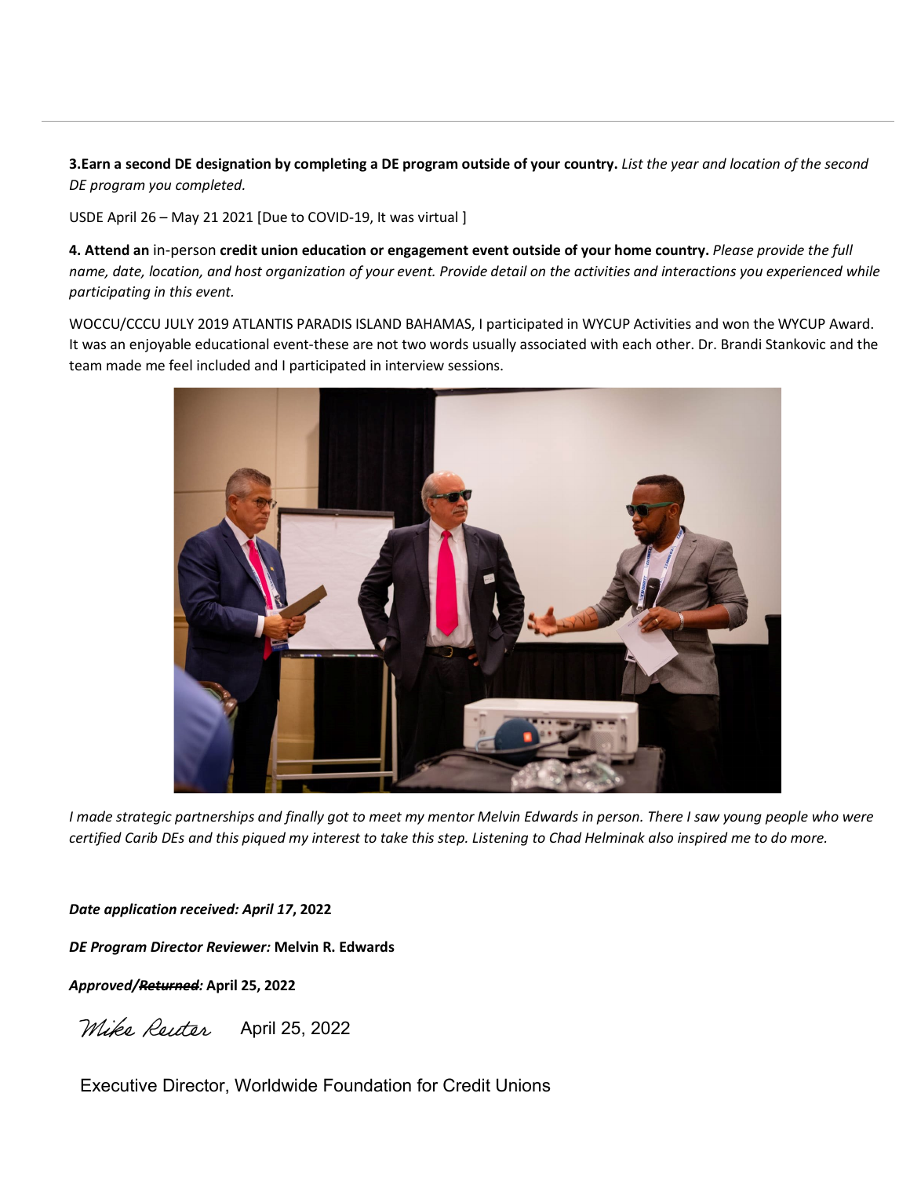**3.Earn a second DE designation by completing a DE program outside of your country.** *List the year and location of the second DE program you completed.*

USDE April 26 – May 21 2021 [Due to COVID-19, It was virtual ]

**4. Attend an** in-person **credit union education or engagement event outside of your home country.** *Please provide the full name, date, location, and host organization of your event. Provide detail on the activities and interactions you experienced while participating in this event.*

WOCCU/CCCU JULY 2019 ATLANTIS PARADIS ISLAND BAHAMAS, I participated in WYCUP Activities and won the WYCUP Award. It was an enjoyable educational event-these are not two words usually associated with each other. Dr. Brandi Stankovic and the team made me feel included and I participated in interview sessions.

*I made strategic partnerships and finally got to meet my mentor Melvin Edwards in person. There I saw young people who were certified Carib DEs and this piqued my interest to take this step. Listening to Chad Helminak also inspired me to do more.*

***Date application received: April 17*, 2022**

***DE Program Director Reviewer:* Melvin R. Edwards**

***Approved/~~Returned~~:* April 25, 2022**

Mike Reuter April 25, 2022

Executive Director, Worldwide Foundation for Credit Unions